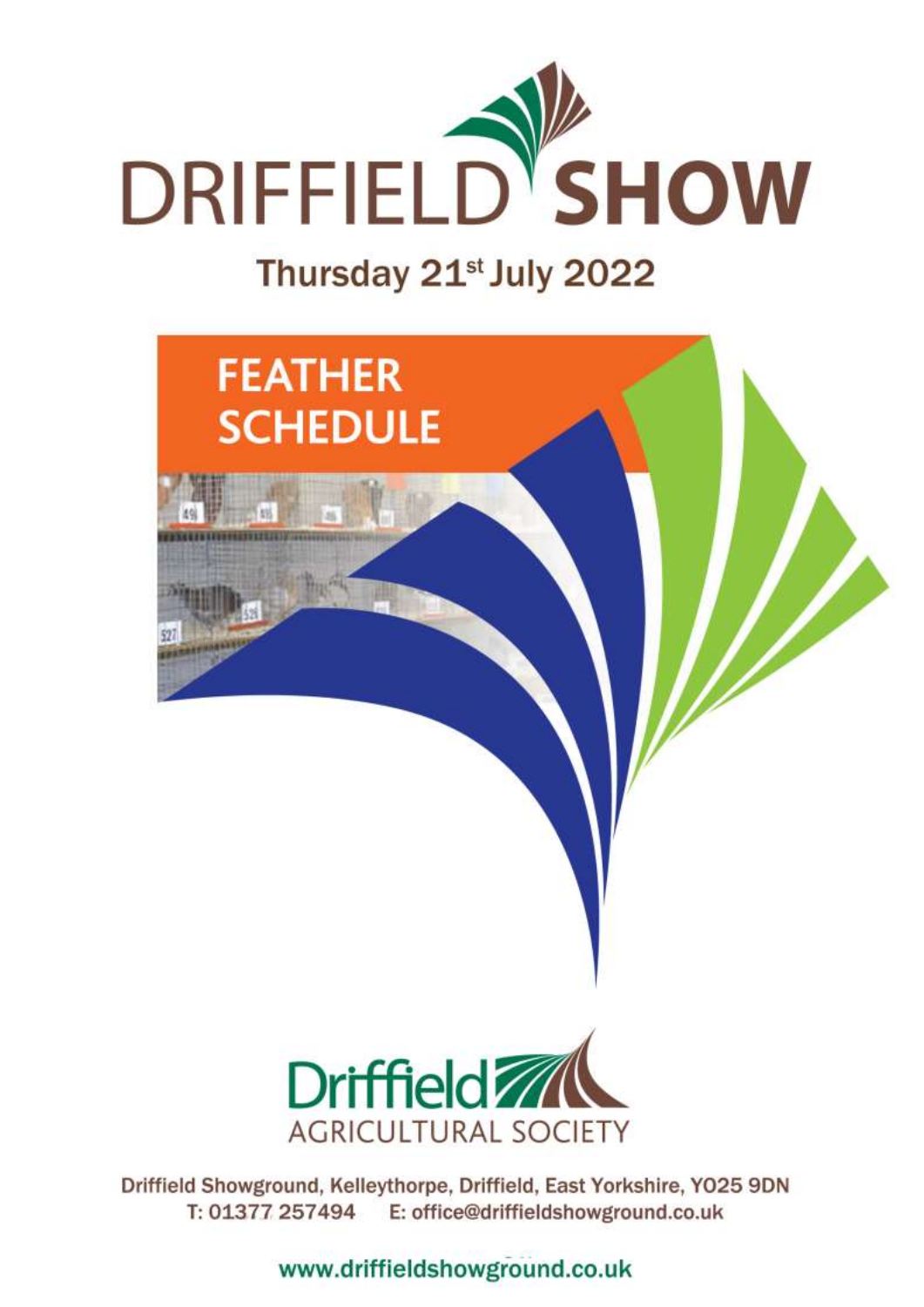# DRIFFIELD SHOW

## Thursday 21st July 2022

## FEATHER SCHEDULE

Driffield AGRICULTURAL SOCIETY

Driffield Showground, Kelleythorpe, Driffield, East Yorkshire, YO25 9DN
T: 01377 257494 E: office@driffieldshowground.co.uk

www.driffieldshowground.co.uk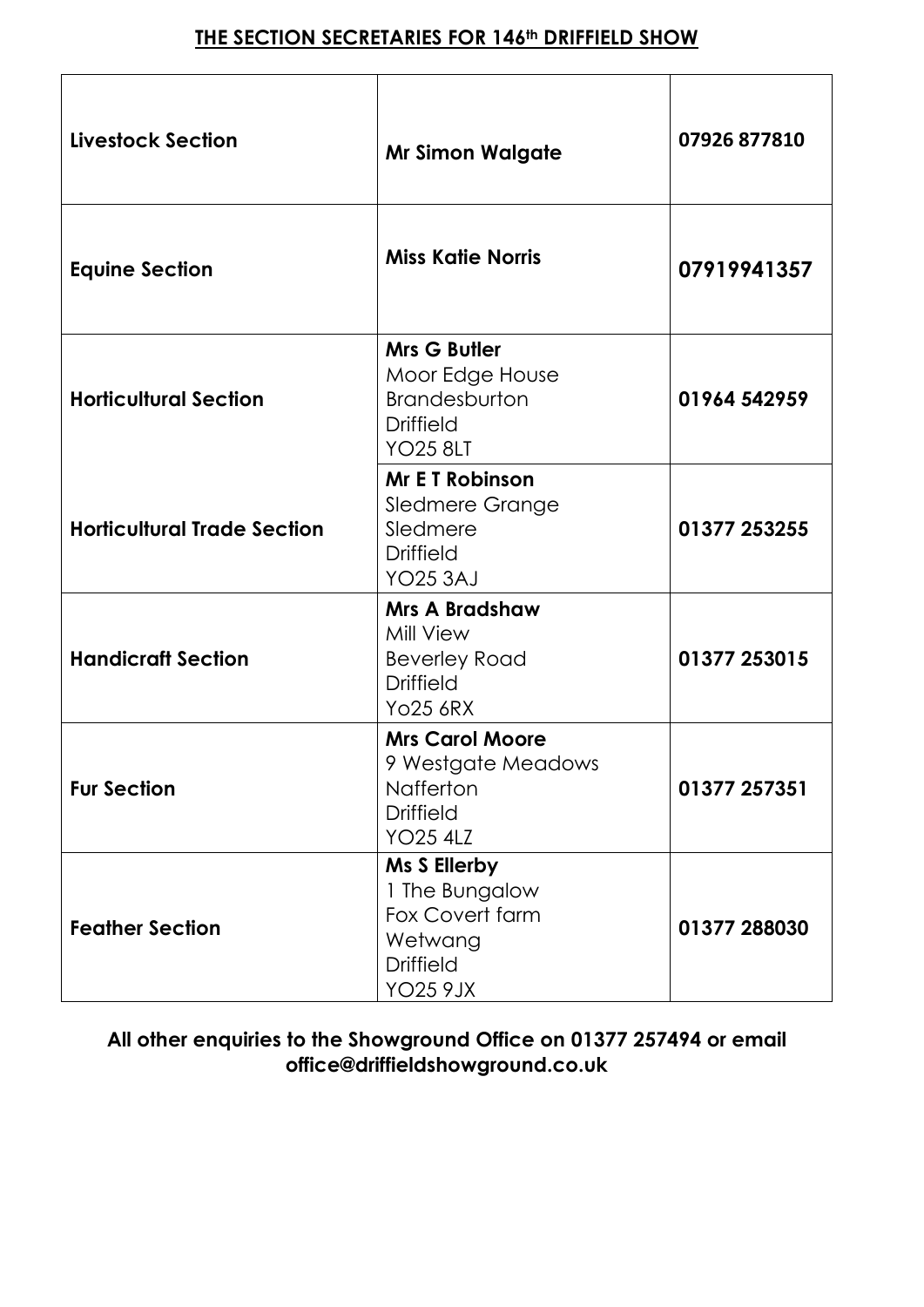## THE SECTION SECRETARIES FOR 146th DRIFFIELD SHOW

| | | |
|---|---|---|
| **Livestock Section** | **Mr Simon Walgate** | **07926 877810** |
| **Equine Section** | **Miss Katie Norris** | **07919941357** |
| **Horticultural Section** | **Mrs G Butler**<br>Moor Edge House<br>Brandesburton<br>Driffield<br>YO25 8LT | **01964 542959** |
| **Horticultural Trade Section** | **Mr E T Robinson**<br>Sledmere Grange<br>Sledmere<br>Driffield<br>YO25 3AJ | **01377 253255** |
| **Handicraft Section** | **Mrs A Bradshaw**<br>Mill View<br>Beverley Road<br>Driffield<br>Yo25 6RX | **01377 253015** |
| **Fur Section** | **Mrs Carol Moore**<br>9 Westgate Meadows<br>Nafferton<br>Driffield<br>YO25 4LZ | **01377 257351** |
| **Feather Section** | **Ms S Ellerby**<br>1 The Bungalow<br>Fox Covert farm<br>Wetwang<br>Driffield<br>YO25 9JX | **01377 288030** |

**All other enquiries to the Showground Office on 01377 257494 or email office@driffieldshowground.co.uk**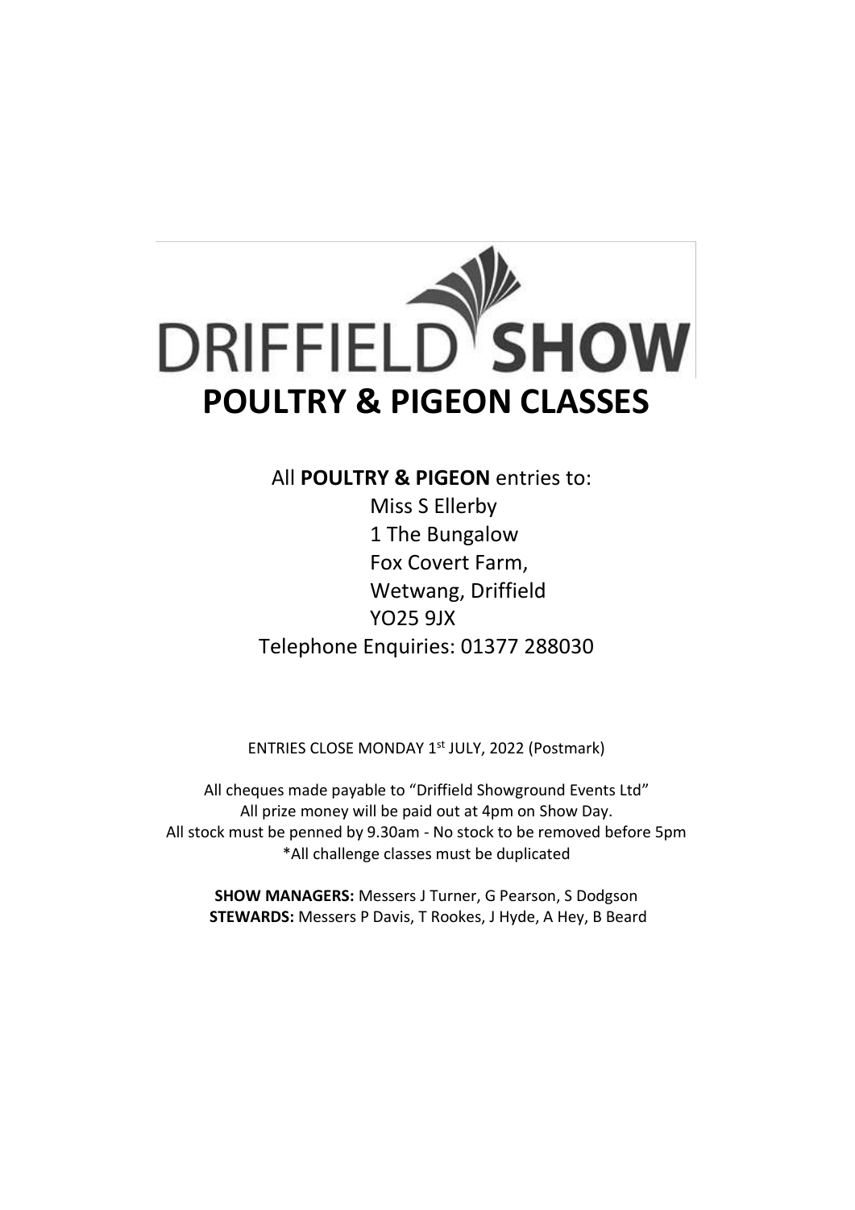# DRIFFIELD SHOW

# POULTRY & PIGEON CLASSES

All **POULTRY & PIGEON** entries to:

Miss S Ellerby
1 The Bungalow
Fox Covert Farm,
Wetwang, Driffield
YO25 9JX

Telephone Enquiries: 01377 288030

ENTRIES CLOSE MONDAY 1st JULY, 2022 (Postmark)

All cheques made payable to "Driffield Showground Events Ltd"
All prize money will be paid out at 4pm on Show Day.
All stock must be penned by 9.30am - No stock to be removed before 5pm
*All challenge classes must be duplicated

**SHOW MANAGERS:** Messers J Turner, G Pearson, S Dodgson
**STEWARDS:** Messers P Davis, T Rookes, J Hyde, A Hey, B Beard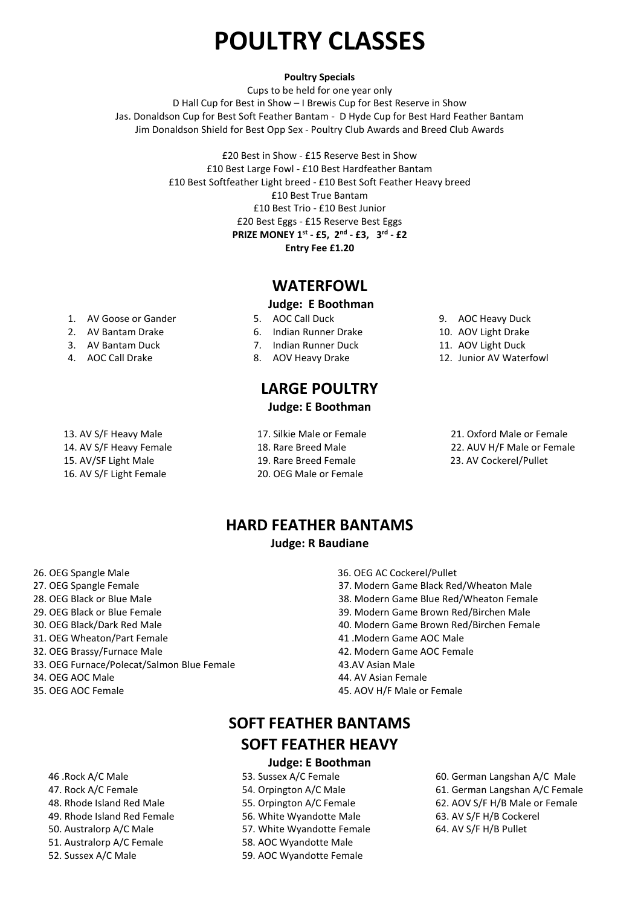# POULTRY CLASSES

**Poultry Specials**

Cups to be held for one year only

D Hall Cup for Best in Show – I Brewis Cup for Best Reserve in Show

Jas. Donaldson Cup for Best Soft Feather Bantam - D Hyde Cup for Best Hard Feather Bantam

Jim Donaldson Shield for Best Opp Sex - Poultry Club Awards and Breed Club Awards

£20 Best in Show - £15 Reserve Best in Show

£10 Best Large Fowl - £10 Best Hardfeather Bantam

£10 Best Softfeather Light breed - £10 Best Soft Feather Heavy breed

£10 Best True Bantam

£10 Best Trio - £10 Best Junior

£20 Best Eggs - £15 Reserve Best Eggs

**PRIZE MONEY 1st - £5, 2nd - £3, 3rd - £2**

**Entry Fee £1.20**

## WATERFOWL

**Judge: E Boothman**

1. AV Goose or Gander
2. AV Bantam Drake
3. AV Bantam Duck
4. AOC Call Drake
5. AOC Call Duck
6. Indian Runner Drake
7. Indian Runner Duck
8. AOV Heavy Drake
9. AOC Heavy Duck
10. AOV Light Drake
11. AOV Light Duck
12. Junior AV Waterfowl

## LARGE POULTRY

**Judge: E Boothman**

13. AV S/F Heavy Male
14. AV S/F Heavy Female
15. AV/SF Light Male
16. AV S/F Light Female
17. Silkie Male or Female
18. Rare Breed Male
19. Rare Breed Female
20. OEG Male or Female
21. Oxford Male or Female
22. AUV H/F Male or Female
23. AV Cockerel/Pullet

## HARD FEATHER BANTAMS

**Judge: R Baudiane**

26. OEG Spangle Male
27. OEG Spangle Female
28. OEG Black or Blue Male
29. OEG Black or Blue Female
30. OEG Black/Dark Red Male
31. OEG Wheaton/Part Female
32. OEG Brassy/Furnace Male
33. OEG Furnace/Polecat/Salmon Blue Female
34. OEG AOC Male
35. OEG AOC Female
36. OEG AC Cockerel/Pullet
37. Modern Game Black Red/Wheaton Male
38. Modern Game Blue Red/Wheaton Female
39. Modern Game Brown Red/Birchen Male
40. Modern Game Brown Red/Birchen Female
41. Modern Game AOC Male
42. Modern Game AOC Female
43. AV Asian Male
44. AV Asian Female
45. AOV H/F Male or Female

## SOFT FEATHER BANTAMS
## SOFT FEATHER HEAVY

**Judge: E Boothman**

46. Rock A/C Male
47. Rock A/C Female
48. Rhode Island Red Male
49. Rhode Island Red Female
50. Australorp A/C Male
51. Australorp A/C Female
52. Sussex A/C Male
53. Sussex A/C Female
54. Orpington A/C Male
55. Orpington A/C Female
56. White Wyandotte Male
57. White Wyandotte Female
58. AOC Wyandotte Male
59. AOC Wyandotte Female
60. German Langshan A/C Male
61. German Langshan A/C Female
62. AOV S/F H/B Male or Female
63. AV S/F H/B Cockerel
64. AV S/F H/B Pullet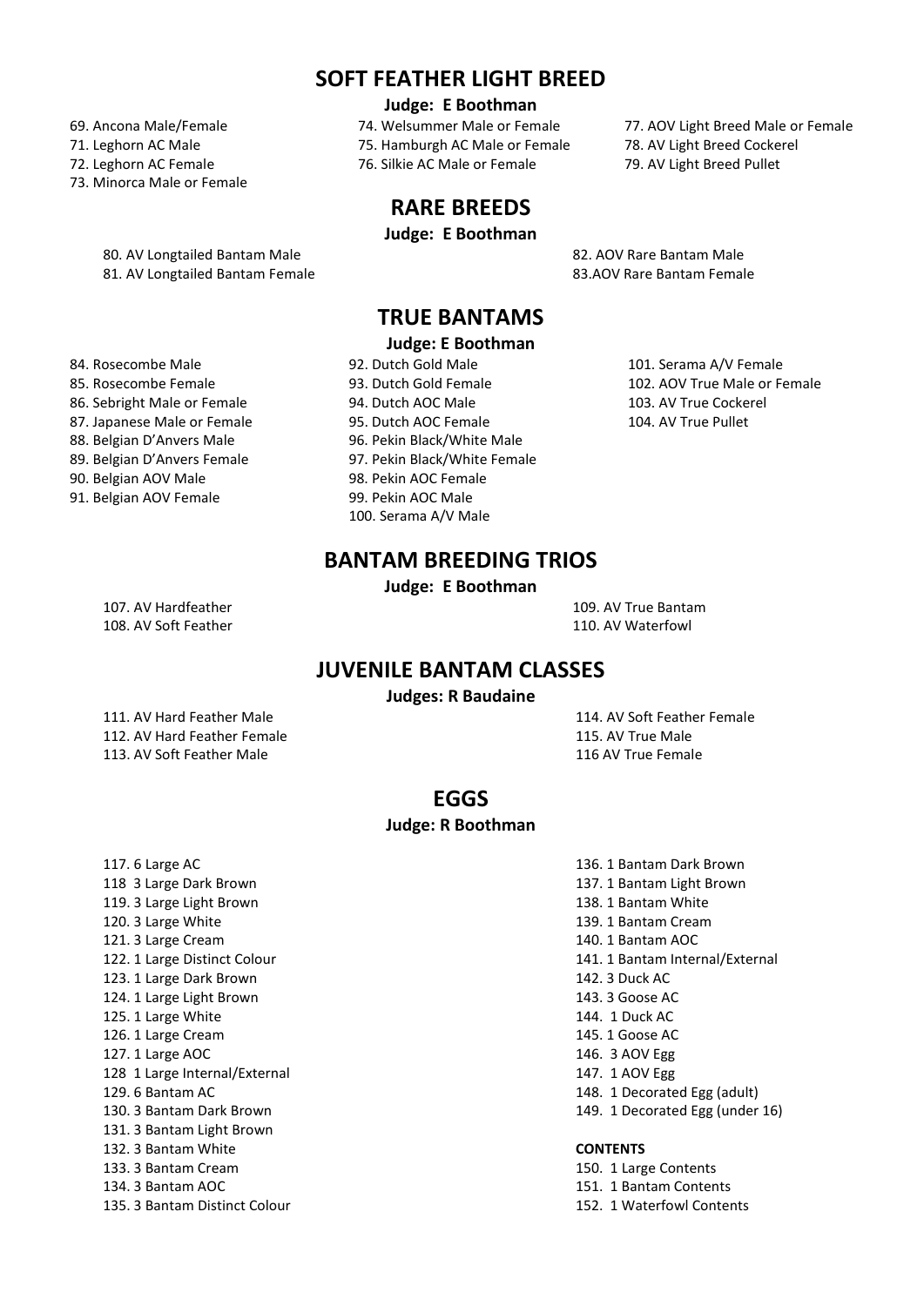## SOFT FEATHER LIGHT BREED

**Judge: E Boothman**

69. Ancona Male/Female
71. Leghorn AC Male
72. Leghorn AC Female
73. Minorca Male or Female
74. Welsummer Male or Female
75. Hamburgh AC Male or Female
76. Silkie AC Male or Female
77. AOV Light Breed Male or Female
78. AV Light Breed Cockerel
79. AV Light Breed Pullet

## RARE BREEDS

**Judge: E Boothman**

80. AV Longtailed Bantam Male
81. AV Longtailed Bantam Female
82. AOV Rare Bantam Male
83.AOV Rare Bantam Female

## TRUE BANTAMS

**Judge: E Boothman**

84. Rosecombe Male
85. Rosecombe Female
86. Sebright Male or Female
87. Japanese Male or Female
88. Belgian D'Anvers Male
89. Belgian D'Anvers Female
90. Belgian AOV Male
91. Belgian AOV Female
92. Dutch Gold Male
93. Dutch Gold Female
94. Dutch AOC Male
95. Dutch AOC Female
96. Pekin Black/White Male
97. Pekin Black/White Female
98. Pekin AOC Female
99. Pekin AOC Male
100. Serama A/V Male
101. Serama A/V Female
102. AOV True Male or Female
103. AV True Cockerel
104. AV True Pullet

## BANTAM BREEDING TRIOS

**Judge: E Boothman**

107. AV Hardfeather
108. AV Soft Feather
109. AV True Bantam
110. AV Waterfowl

## JUVENILE BANTAM CLASSES

**Judges: R Baudaine**

111. AV Hard Feather Male
112. AV Hard Feather Female
113. AV Soft Feather Male
114. AV Soft Feather Female
115. AV True Male
116 AV True Female

## EGGS

**Judge: R Boothman**

117. 6 Large AC
118 3 Large Dark Brown
119. 3 Large Light Brown
120. 3 Large White
121. 3 Large Cream
122. 1 Large Distinct Colour
123. 1 Large Dark Brown
124. 1 Large Light Brown
125. 1 Large White
126. 1 Large Cream
127. 1 Large AOC
128 1 Large Internal/External
129. 6 Bantam AC
130. 3 Bantam Dark Brown
131. 3 Bantam Light Brown
132. 3 Bantam White
133. 3 Bantam Cream
134. 3 Bantam AOC
135. 3 Bantam Distinct Colour
136. 1 Bantam Dark Brown
137. 1 Bantam Light Brown
138. 1 Bantam White
139. 1 Bantam Cream
140. 1 Bantam AOC
141. 1 Bantam Internal/External
142. 3 Duck AC
143. 3 Goose AC
144. 1 Duck AC
145. 1 Goose AC
146. 3 AOV Egg
147. 1 AOV Egg
148. 1 Decorated Egg (adult)
149. 1 Decorated Egg (under 16)

**CONTENTS**

150. 1 Large Contents
151. 1 Bantam Contents
152. 1 Waterfowl Contents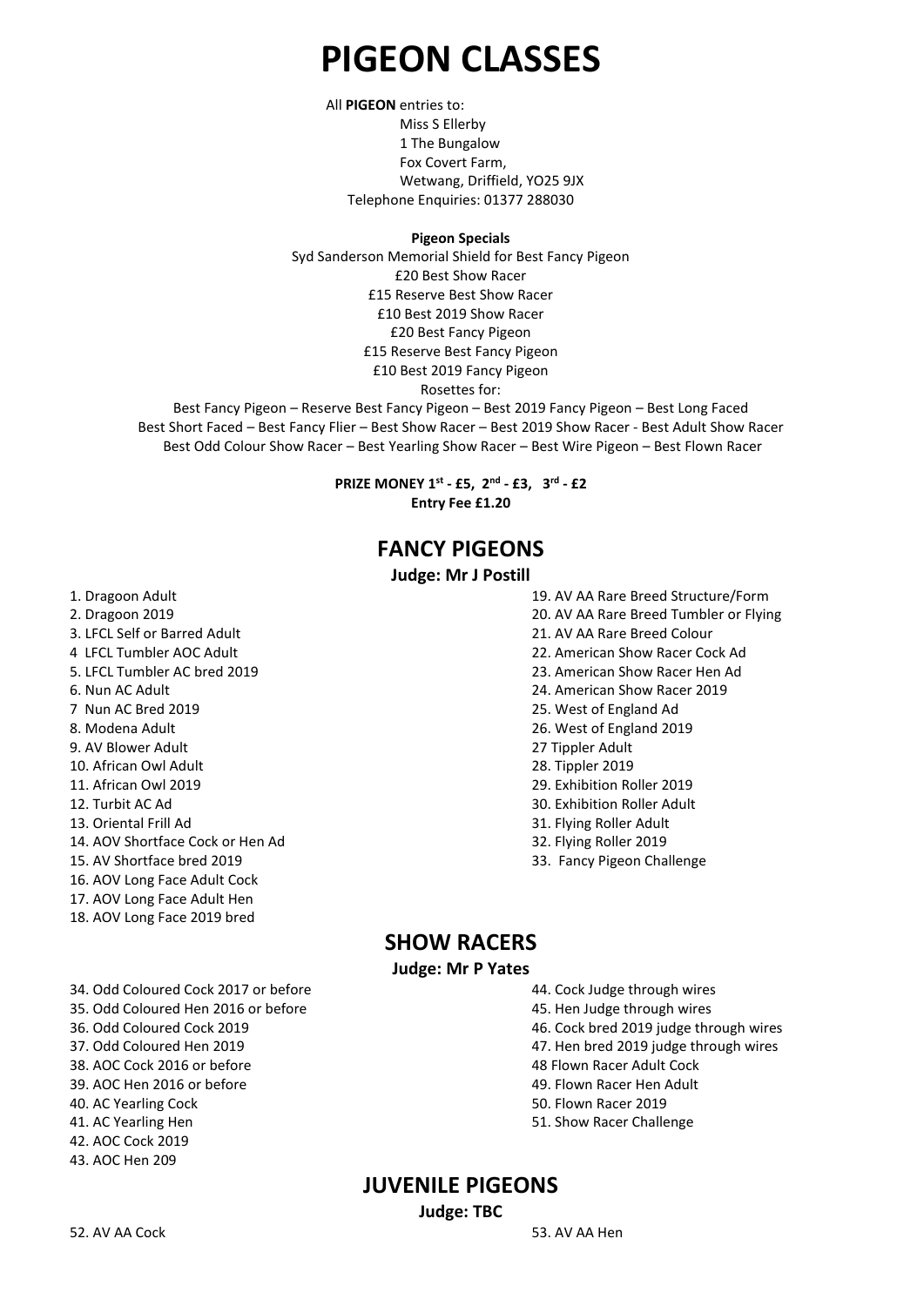# PIGEON CLASSES

All **PIGEON** entries to:
Miss S Ellerby
1 The Bungalow
Fox Covert Farm,
Wetwang, Driffield, YO25 9JX
Telephone Enquiries: 01377 288030

**Pigeon Specials**

Syd Sanderson Memorial Shield for Best Fancy Pigeon
£20 Best Show Racer
£15 Reserve Best Show Racer
£10 Best 2019 Show Racer
£20 Best Fancy Pigeon
£15 Reserve Best Fancy Pigeon
£10 Best 2019 Fancy Pigeon
Rosettes for:
Best Fancy Pigeon – Reserve Best Fancy Pigeon – Best 2019 Fancy Pigeon – Best Long Faced
Best Short Faced – Best Fancy Flier – Best Show Racer – Best 2019 Show Racer - Best Adult Show Racer
Best Odd Colour Show Racer – Best Yearling Show Racer – Best Wire Pigeon – Best Flown Racer

**PRIZE MONEY 1st - £5, 2nd - £3, 3rd - £2**
**Entry Fee £1.20**

## FANCY PIGEONS

**Judge: Mr J Postill**

1. Dragoon Adult
2. Dragoon 2019
3. LFCL Self or Barred Adult
4 LFCL Tumbler AOC Adult
5. LFCL Tumbler AC bred 2019
6. Nun AC Adult
7 Nun AC Bred 2019
8. Modena Adult
9. AV Blower Adult
10. African Owl Adult
11. African Owl 2019
12. Turbit AC Ad
13. Oriental Frill Ad
14. AOV Shortface Cock or Hen Ad
15. AV Shortface bred 2019
16. AOV Long Face Adult Cock
17. AOV Long Face Adult Hen
18. AOV Long Face 2019 bred
19. AV AA Rare Breed Structure/Form
20. AV AA Rare Breed Tumbler or Flying
21. AV AA Rare Breed Colour
22. American Show Racer Cock Ad
23. American Show Racer Hen Ad
24. American Show Racer 2019
25. West of England Ad
26. West of England 2019
27 Tippler Adult
28. Tippler 2019
29. Exhibition Roller 2019
30. Exhibition Roller Adult
31. Flying Roller Adult
32. Flying Roller 2019
33. Fancy Pigeon Challenge

## SHOW RACERS

**Judge: Mr P Yates**

34. Odd Coloured Cock 2017 or before
35. Odd Coloured Hen 2016 or before
36. Odd Coloured Cock 2019
37. Odd Coloured Hen 2019
38. AOC Cock 2016 or before
39. AOC Hen 2016 or before
40. AC Yearling Cock
41. AC Yearling Hen
42. AOC Cock 2019
43. AOC Hen 209
44. Cock Judge through wires
45. Hen Judge through wires
46. Cock bred 2019 judge through wires
47. Hen bred 2019 judge through wires
48 Flown Racer Adult Cock
49. Flown Racer Hen Adult
50. Flown Racer 2019
51. Show Racer Challenge

## JUVENILE PIGEONS

**Judge: TBC**

52. AV AA Cock
53. AV AA Hen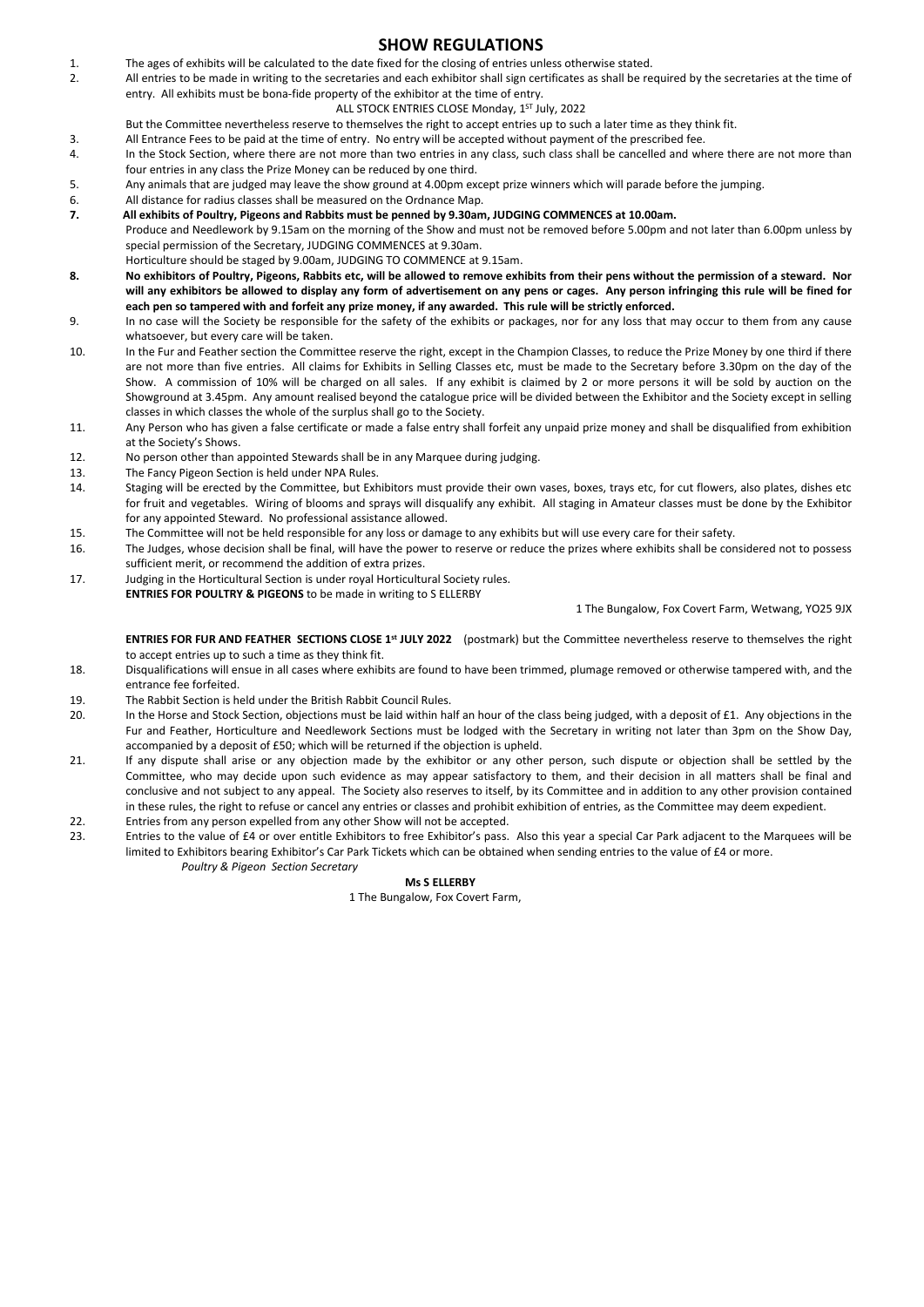# SHOW REGULATIONS

1. The ages of exhibits will be calculated to the date fixed for the closing of entries unless otherwise stated.
2. All entries to be made in writing to the secretaries and each exhibitor shall sign certificates as shall be required by the secretaries at the time of entry. All exhibits must be bona-fide property of the exhibitor at the time of entry.

   ALL STOCK ENTRIES CLOSE Monday, 1ST July, 2022

   But the Committee nevertheless reserve to themselves the right to accept entries up to such a later time as they think fit.
3. All Entrance Fees to be paid at the time of entry. No entry will be accepted without payment of the prescribed fee.
4. In the Stock Section, where there are not more than two entries in any class, such class shall be cancelled and where there are not more than four entries in any class the Prize Money can be reduced by one third.
5. Any animals that are judged may leave the show ground at 4.00pm except prize winners which will parade before the jumping.
6. All distance for radius classes shall be measured on the Ordnance Map.
7. **All exhibits of Poultry, Pigeons and Rabbits must be penned by 9.30am, JUDGING COMMENCES at 10.00am.**

   Produce and Needlework by 9.15am on the morning of the Show and must not be removed before 5.00pm and not later than 6.00pm unless by special permission of the Secretary, JUDGING COMMENCES at 9.30am.

   Horticulture should be staged by 9.00am, JUDGING TO COMMENCE at 9.15am.
8. **No exhibitors of Poultry, Pigeons, Rabbits etc, will be allowed to remove exhibits from their pens without the permission of a steward. Nor will any exhibitors be allowed to display any form of advertisement on any pens or cages. Any person infringing this rule will be fined for each pen so tampered with and forfeit any prize money, if any awarded. This rule will be strictly enforced.**
9. In no case will the Society be responsible for the safety of the exhibits or packages, nor for any loss that may occur to them from any cause whatsoever, but every care will be taken.
10. In the Fur and Feather section the Committee reserve the right, except in the Champion Classes, to reduce the Prize Money by one third if there are not more than five entries. All claims for Exhibits in Selling Classes etc, must be made to the Secretary before 3.30pm on the day of the Show. A commission of 10% will be charged on all sales. If any exhibit is claimed by 2 or more persons it will be sold by auction on the Showground at 3.45pm. Any amount realised beyond the catalogue price will be divided between the Exhibitor and the Society except in selling classes in which classes the whole of the surplus shall go to the Society.
11. Any Person who has given a false certificate or made a false entry shall forfeit any unpaid prize money and shall be disqualified from exhibition at the Society's Shows.
12. No person other than appointed Stewards shall be in any Marquee during judging.
13. The Fancy Pigeon Section is held under NPA Rules.
14. Staging will be erected by the Committee, but Exhibitors must provide their own vases, boxes, trays etc, for cut flowers, also plates, dishes etc for fruit and vegetables. Wiring of blooms and sprays will disqualify any exhibit. All staging in Amateur classes must be done by the Exhibitor for any appointed Steward. No professional assistance allowed.
15. The Committee will not be held responsible for any loss or damage to any exhibits but will use every care for their safety.
16. The Judges, whose decision shall be final, will have the power to reserve or reduce the prizes where exhibits shall be considered not to possess sufficient merit, or recommend the addition of extra prizes.
17. Judging in the Horticultural Section is under royal Horticultural Society rules.

   **ENTRIES FOR POULTRY & PIGEONS** to be made in writing to S ELLERBY

   1 The Bungalow, Fox Covert Farm, Wetwang, YO25 9JX

   **ENTRIES FOR FUR AND FEATHER SECTIONS CLOSE 1st JULY 2022** (postmark) but the Committee nevertheless reserve to themselves the right to accept entries up to such a time as they think fit.
18. Disqualifications will ensue in all cases where exhibits are found to have been trimmed, plumage removed or otherwise tampered with, and the entrance fee forfeited.
19. The Rabbit Section is held under the British Rabbit Council Rules.
20. In the Horse and Stock Section, objections must be laid within half an hour of the class being judged, with a deposit of £1. Any objections in the Fur and Feather, Horticulture and Needlework Sections must be lodged with the Secretary in writing not later than 3pm on the Show Day, accompanied by a deposit of £50; which will be returned if the objection is upheld.
21. If any dispute shall arise or any objection made by the exhibitor or any other person, such dispute or objection shall be settled by the Committee, who may decide upon such evidence as may appear satisfactory to them, and their decision in all matters shall be final and conclusive and not subject to any appeal. The Society also reserves to itself, by its Committee and in addition to any other provision contained in these rules, the right to refuse or cancel any entries or classes and prohibit exhibition of entries, as the Committee may deem expedient.
22. Entries from any person expelled from any other Show will not be accepted.
23. Entries to the value of £4 or over entitle Exhibitors to free Exhibitor's pass. Also this year a special Car Park adjacent to the Marquees will be limited to Exhibitors bearing Exhibitor's Car Park Tickets which can be obtained when sending entries to the value of £4 or more.

*Poultry & Pigeon Section Secretary*

**Ms S ELLERBY**

1 The Bungalow, Fox Covert Farm,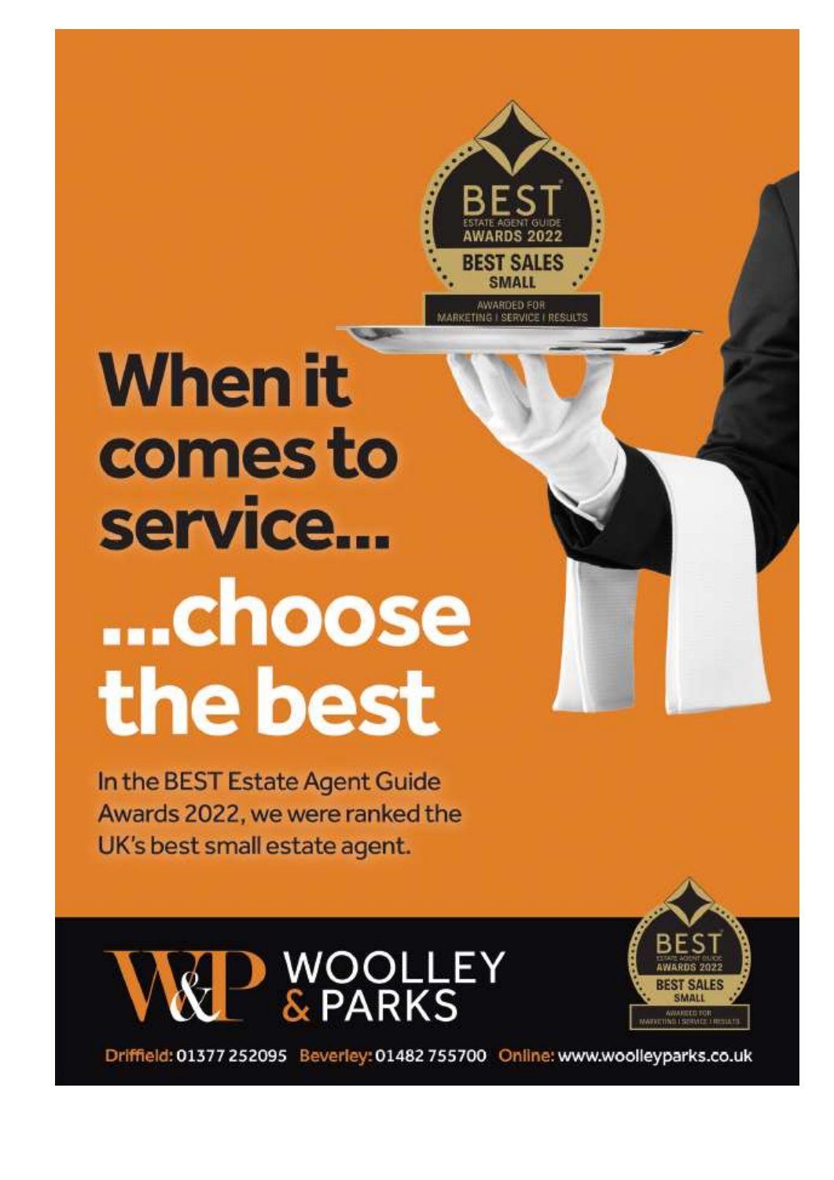# When it comes to service...

# ...choose the best

In the BEST Estate Agent Guide Awards 2022, we were ranked the UK's best small estate agent.

BEST ESTATE AGENT GUIDE AWARDS 2022
BEST SALES SMALL
AWARDED FOR MARKETING | SERVICE | RESULTS

WOOLLEY & PARKS

Driffield: 01377 252095 Beverley: 01482 755700 Online: www.woolleyparks.co.uk